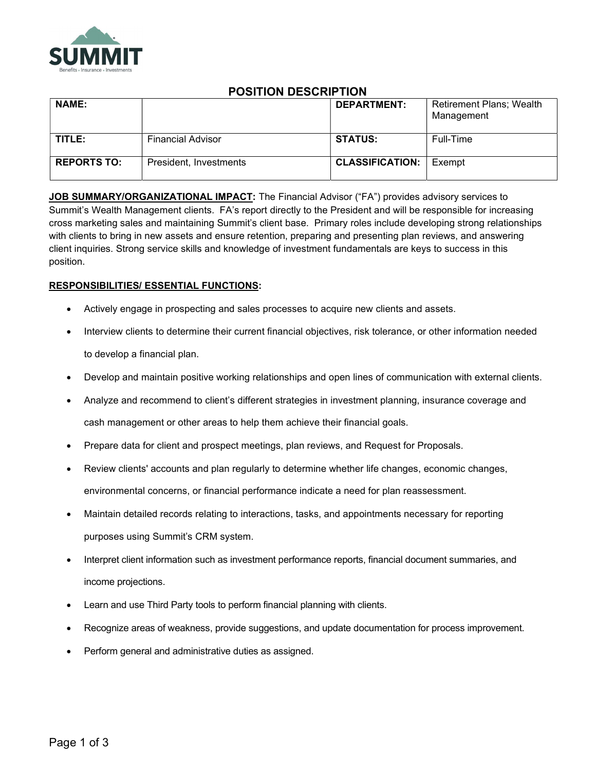SUMMIT
Benefits • Insurance • Investments

# POSITION DESCRIPTION

| NAME: | | DEPARTMENT: | Retirement Plans; Wealth Management |
|---|---|---|---|
| TITLE: | Financial Advisor | STATUS: | Full-Time |
| REPORTS TO: | President, Investments | CLASSIFICATION: | Exempt |

**JOB SUMMARY/ORGANIZATIONAL IMPACT:** The Financial Advisor ("FA") provides advisory services to Summit's Wealth Management clients. FA's report directly to the President and will be responsible for increasing cross marketing sales and maintaining Summit's client base. Primary roles include developing strong relationships with clients to bring in new assets and ensure retention, preparing and presenting plan reviews, and answering client inquiries. Strong service skills and knowledge of investment fundamentals are keys to success in this position.

**RESPONSIBILITIES/ ESSENTIAL FUNCTIONS:**

- Actively engage in prospecting and sales processes to acquire new clients and assets.
- Interview clients to determine their current financial objectives, risk tolerance, or other information needed to develop a financial plan.
- Develop and maintain positive working relationships and open lines of communication with external clients.
- Analyze and recommend to client's different strategies in investment planning, insurance coverage and cash management or other areas to help them achieve their financial goals.
- Prepare data for client and prospect meetings, plan reviews, and Request for Proposals.
- Review clients' accounts and plan regularly to determine whether life changes, economic changes, environmental concerns, or financial performance indicate a need for plan reassessment.
- Maintain detailed records relating to interactions, tasks, and appointments necessary for reporting purposes using Summit's CRM system.
- Interpret client information such as investment performance reports, financial document summaries, and income projections.
- Learn and use Third Party tools to perform financial planning with clients.
- Recognize areas of weakness, provide suggestions, and update documentation for process improvement.
- Perform general and administrative duties as assigned.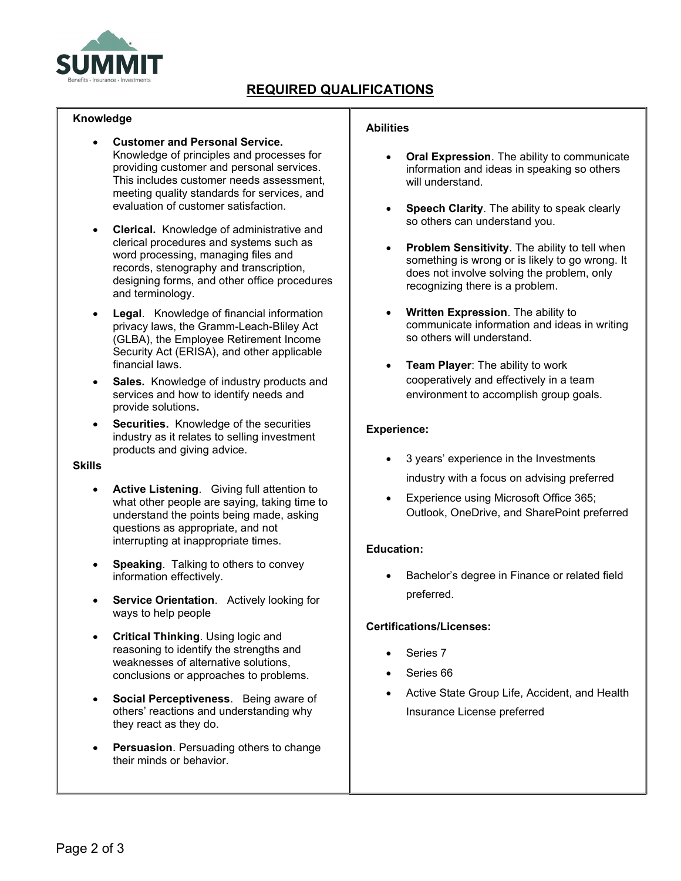## REQUIRED QUALIFICATIONS

### Knowledge

- **Customer and Personal Service.** Knowledge of principles and processes for providing customer and personal services. This includes customer needs assessment, meeting quality standards for services, and evaluation of customer satisfaction.
- **Clerical.** Knowledge of administrative and clerical procedures and systems such as word processing, managing files and records, stenography and transcription, designing forms, and other office procedures and terminology.
- **Legal**. Knowledge of financial information privacy laws, the Gramm-Leach-Bliley Act (GLBA), the Employee Retirement Income Security Act (ERISA), and other applicable financial laws.
- **Sales.** Knowledge of industry products and services and how to identify needs and provide solutions**.**
- **Securities.** Knowledge of the securities industry as it relates to selling investment products and giving advice.

### Skills

- **Active Listening**. Giving full attention to what other people are saying, taking time to understand the points being made, asking questions as appropriate, and not interrupting at inappropriate times.
- **Speaking**. Talking to others to convey information effectively.
- **Service Orientation**. Actively looking for ways to help people
- **Critical Thinking**. Using logic and reasoning to identify the strengths and weaknesses of alternative solutions, conclusions or approaches to problems.
- **Social Perceptiveness**. Being aware of others' reactions and understanding why they react as they do.
- **Persuasion**. Persuading others to change their minds or behavior.

### Abilities

- **Oral Expression**. The ability to communicate information and ideas in speaking so others will understand.
- **Speech Clarity**. The ability to speak clearly so others can understand you.
- **Problem Sensitivity**. The ability to tell when something is wrong or is likely to go wrong. It does not involve solving the problem, only recognizing there is a problem.
- **Written Expression**. The ability to communicate information and ideas in writing so others will understand.
- **Team Player**: The ability to work cooperatively and effectively in a team environment to accomplish group goals.

### Experience:

- 3 years' experience in the Investments industry with a focus on advising preferred
- Experience using Microsoft Office 365; Outlook, OneDrive, and SharePoint preferred

### Education:

- Bachelor's degree in Finance or related field preferred.

### Certifications/Licenses:

- Series 7
- Series 66
- Active State Group Life, Accident, and Health Insurance License preferred